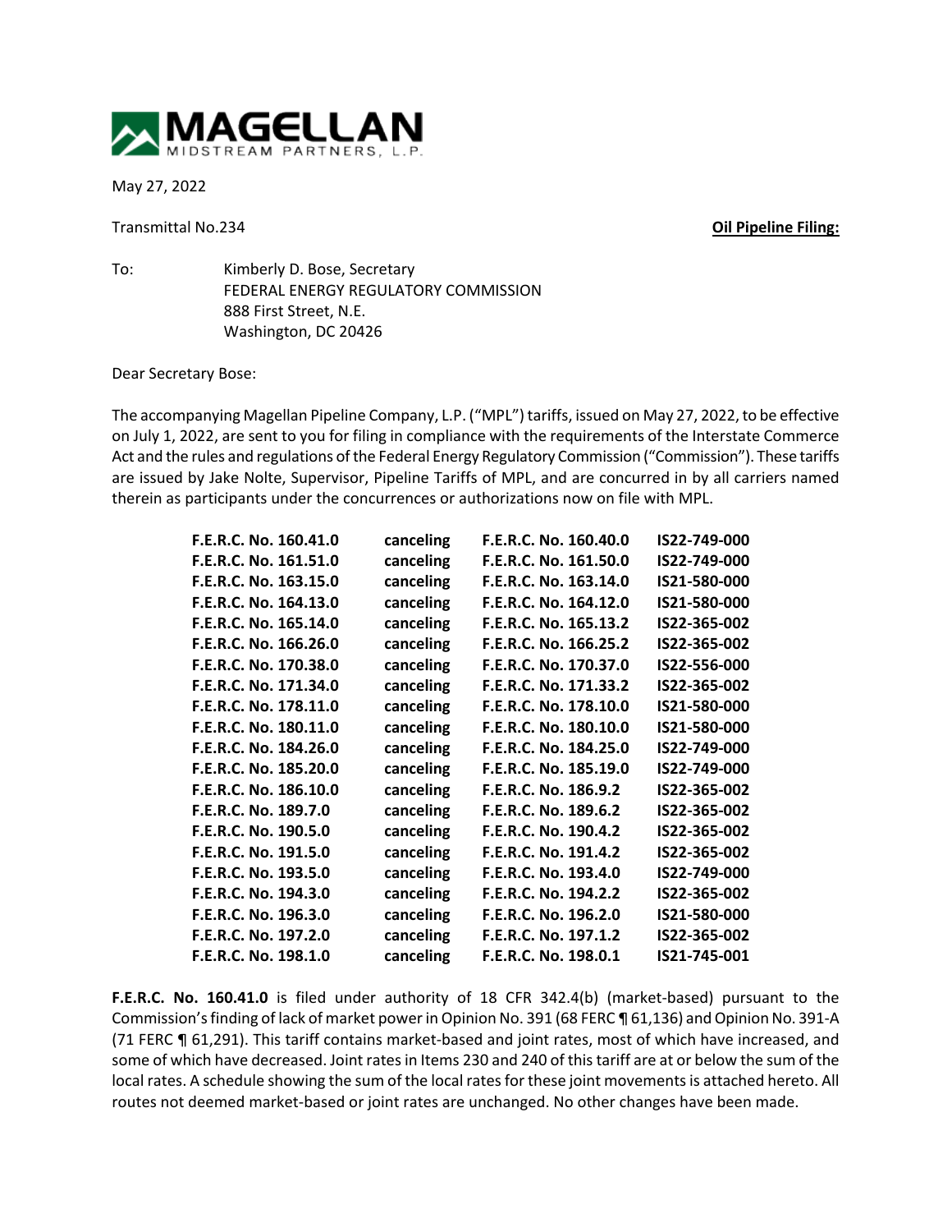**MAGELLAN**
MIDSTREAM PARTNERS, L.P.

May 27, 2022

Transmittal No.234 **Oil Pipeline Filing:**

To: Kimberly D. Bose, Secretary
FEDERAL ENERGY REGULATORY COMMISSION
888 First Street, N.E.
Washington, DC 20426

Dear Secretary Bose:

The accompanying Magellan Pipeline Company, L.P. ("MPL") tariffs, issued on May 27, 2022, to be effective on July 1, 2022, are sent to you for filing in compliance with the requirements of the Interstate Commerce Act and the rules and regulations of the Federal Energy Regulatory Commission ("Commission"). These tariffs are issued by Jake Nolte, Supervisor, Pipeline Tariffs of MPL, and are concurred in by all carriers named therein as participants under the concurrences or authorizations now on file with MPL.

| | | | |
|---|---|---|---|
| **F.E.R.C. No. 160.41.0** | **canceling** | **F.E.R.C. No. 160.40.0** | **IS22-749-000** |
| **F.E.R.C. No. 161.51.0** | **canceling** | **F.E.R.C. No. 161.50.0** | **IS22-749-000** |
| **F.E.R.C. No. 163.15.0** | **canceling** | **F.E.R.C. No. 163.14.0** | **IS21-580-000** |
| **F.E.R.C. No. 164.13.0** | **canceling** | **F.E.R.C. No. 164.12.0** | **IS21-580-000** |
| **F.E.R.C. No. 165.14.0** | **canceling** | **F.E.R.C. No. 165.13.2** | **IS22-365-002** |
| **F.E.R.C. No. 166.26.0** | **canceling** | **F.E.R.C. No. 166.25.2** | **IS22-365-002** |
| **F.E.R.C. No. 170.38.0** | **canceling** | **F.E.R.C. No. 170.37.0** | **IS22-556-000** |
| **F.E.R.C. No. 171.34.0** | **canceling** | **F.E.R.C. No. 171.33.2** | **IS22-365-002** |
| **F.E.R.C. No. 178.11.0** | **canceling** | **F.E.R.C. No. 178.10.0** | **IS21-580-000** |
| **F.E.R.C. No. 180.11.0** | **canceling** | **F.E.R.C. No. 180.10.0** | **IS21-580-000** |
| **F.E.R.C. No. 184.26.0** | **canceling** | **F.E.R.C. No. 184.25.0** | **IS22-749-000** |
| **F.E.R.C. No. 185.20.0** | **canceling** | **F.E.R.C. No. 185.19.0** | **IS22-749-000** |
| **F.E.R.C. No. 186.10.0** | **canceling** | **F.E.R.C. No. 186.9.2** | **IS22-365-002** |
| **F.E.R.C. No. 189.7.0** | **canceling** | **F.E.R.C. No. 189.6.2** | **IS22-365-002** |
| **F.E.R.C. No. 190.5.0** | **canceling** | **F.E.R.C. No. 190.4.2** | **IS22-365-002** |
| **F.E.R.C. No. 191.5.0** | **canceling** | **F.E.R.C. No. 191.4.2** | **IS22-365-002** |
| **F.E.R.C. No. 193.5.0** | **canceling** | **F.E.R.C. No. 193.4.0** | **IS22-749-000** |
| **F.E.R.C. No. 194.3.0** | **canceling** | **F.E.R.C. No. 194.2.2** | **IS22-365-002** |
| **F.E.R.C. No. 196.3.0** | **canceling** | **F.E.R.C. No. 196.2.0** | **IS21-580-000** |
| **F.E.R.C. No. 197.2.0** | **canceling** | **F.E.R.C. No. 197.1.2** | **IS22-365-002** |
| **F.E.R.C. No. 198.1.0** | **canceling** | **F.E.R.C. No. 198.0.1** | **IS21-745-001** |

**F.E.R.C. No. 160.41.0** is filed under authority of 18 CFR 342.4(b) (market-based) pursuant to the Commission's finding of lack of market power in Opinion No. 391 (68 FERC ¶ 61,136) and Opinion No. 391-A (71 FERC ¶ 61,291). This tariff contains market-based and joint rates, most of which have increased, and some of which have decreased. Joint rates in Items 230 and 240 of this tariff are at or below the sum of the local rates. A schedule showing the sum of the local rates for these joint movements is attached hereto. All routes not deemed market-based or joint rates are unchanged. No other changes have been made.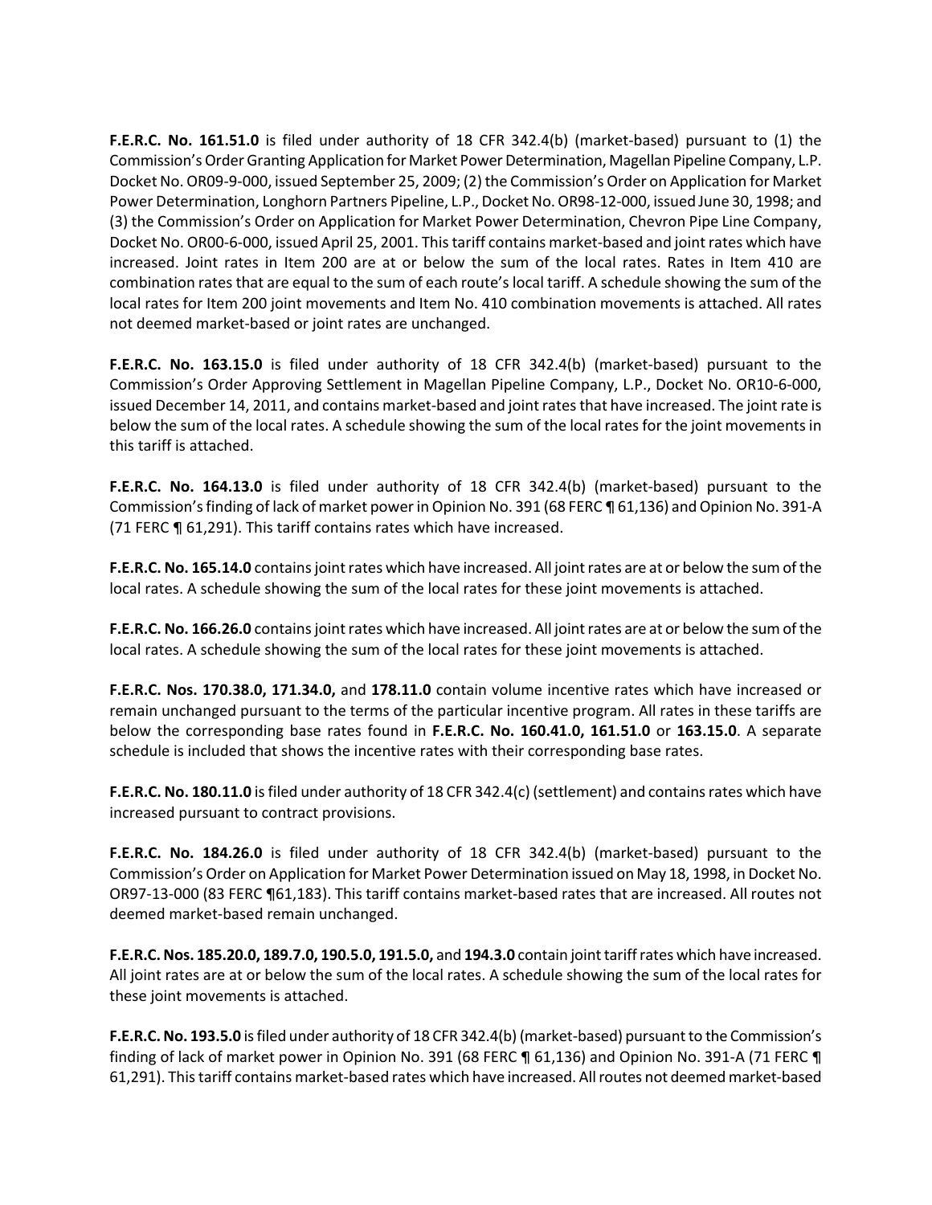**F.E.R.C. No. 161.51.0** is filed under authority of 18 CFR 342.4(b) (market-based) pursuant to (1) the Commission's Order Granting Application for Market Power Determination, Magellan Pipeline Company, L.P. Docket No. OR09-9-000, issued September 25, 2009; (2) the Commission's Order on Application for Market Power Determination, Longhorn Partners Pipeline, L.P., Docket No. OR98-12-000, issued June 30, 1998; and (3) the Commission's Order on Application for Market Power Determination, Chevron Pipe Line Company, Docket No. OR00-6-000, issued April 25, 2001. This tariff contains market-based and joint rates which have increased. Joint rates in Item 200 are at or below the sum of the local rates. Rates in Item 410 are combination rates that are equal to the sum of each route's local tariff. A schedule showing the sum of the local rates for Item 200 joint movements and Item No. 410 combination movements is attached. All rates not deemed market-based or joint rates are unchanged.

**F.E.R.C. No. 163.15.0** is filed under authority of 18 CFR 342.4(b) (market-based) pursuant to the Commission's Order Approving Settlement in Magellan Pipeline Company, L.P., Docket No. OR10-6-000, issued December 14, 2011, and contains market-based and joint rates that have increased. The joint rate is below the sum of the local rates. A schedule showing the sum of the local rates for the joint movements in this tariff is attached.

**F.E.R.C. No. 164.13.0** is filed under authority of 18 CFR 342.4(b) (market-based) pursuant to the Commission's finding of lack of market power in Opinion No. 391 (68 FERC ¶ 61,136) and Opinion No. 391-A (71 FERC ¶ 61,291). This tariff contains rates which have increased.

**F.E.R.C. No. 165.14.0** contains joint rates which have increased. All joint rates are at or below the sum of the local rates. A schedule showing the sum of the local rates for these joint movements is attached.

**F.E.R.C. No. 166.26.0** contains joint rates which have increased. All joint rates are at or below the sum of the local rates. A schedule showing the sum of the local rates for these joint movements is attached.

**F.E.R.C. Nos. 170.38.0, 171.34.0,** and **178.11.0** contain volume incentive rates which have increased or remain unchanged pursuant to the terms of the particular incentive program. All rates in these tariffs are below the corresponding base rates found in **F.E.R.C. No. 160.41.0, 161.51.0** or **163.15.0**. A separate schedule is included that shows the incentive rates with their corresponding base rates.

**F.E.R.C. No. 180.11.0** is filed under authority of 18 CFR 342.4(c) (settlement) and contains rates which have increased pursuant to contract provisions.

**F.E.R.C. No. 184.26.0** is filed under authority of 18 CFR 342.4(b) (market-based) pursuant to the Commission's Order on Application for Market Power Determination issued on May 18, 1998, in Docket No. OR97-13-000 (83 FERC ¶61,183). This tariff contains market-based rates that are increased. All routes not deemed market-based remain unchanged.

**F.E.R.C. Nos. 185.20.0, 189.7.0, 190.5.0, 191.5.0,** and **194.3.0** contain joint tariff rates which have increased. All joint rates are at or below the sum of the local rates. A schedule showing the sum of the local rates for these joint movements is attached.

**F.E.R.C. No. 193.5.0** is filed under authority of 18 CFR 342.4(b) (market-based) pursuant to the Commission's finding of lack of market power in Opinion No. 391 (68 FERC ¶ 61,136) and Opinion No. 391-A (71 FERC ¶ 61,291). This tariff contains market-based rates which have increased. All routes not deemed market-based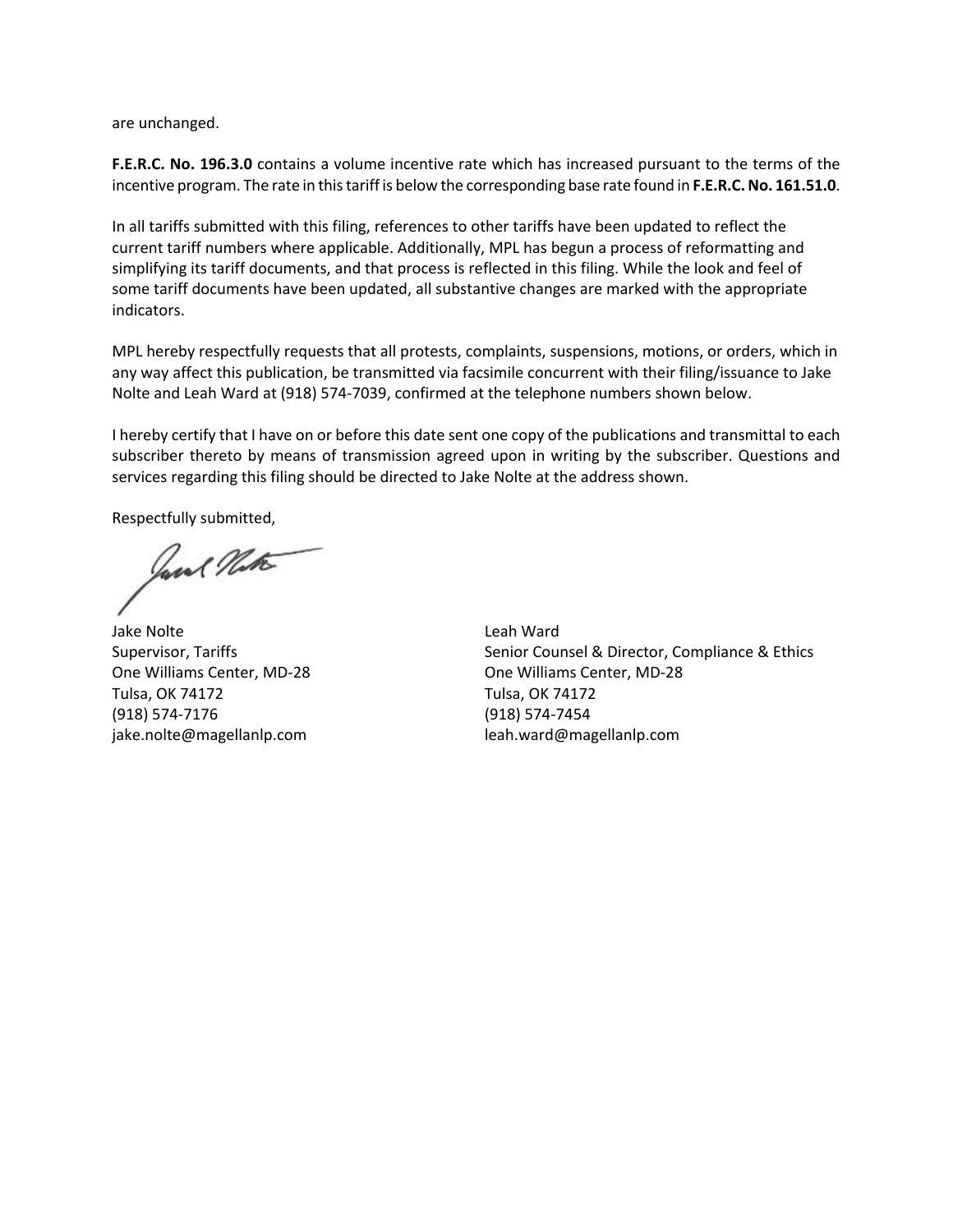are unchanged.

**F.E.R.C. No. 196.3.0** contains a volume incentive rate which has increased pursuant to the terms of the incentive program. The rate in this tariff is below the corresponding base rate found in **F.E.R.C. No. 161.51.0**.

In all tariffs submitted with this filing, references to other tariffs have been updated to reflect the current tariff numbers where applicable. Additionally, MPL has begun a process of reformatting and simplifying its tariff documents, and that process is reflected in this filing. While the look and feel of some tariff documents have been updated, all substantive changes are marked with the appropriate indicators.

MPL hereby respectfully requests that all protests, complaints, suspensions, motions, or orders, which in any way affect this publication, be transmitted via facsimile concurrent with their filing/issuance to Jake Nolte and Leah Ward at (918) 574-7039, confirmed at the telephone numbers shown below.

I hereby certify that I have on or before this date sent one copy of the publications and transmittal to each subscriber thereto by means of transmission agreed upon in writing by the subscriber. Questions and services regarding this filing should be directed to Jake Nolte at the address shown.

Respectfully submitted,

Jake Nolte
Supervisor, Tariffs
One Williams Center, MD-28
Tulsa, OK 74172
(918) 574-7176
jake.nolte@magellanlp.com

Leah Ward
Senior Counsel & Director, Compliance & Ethics
One Williams Center, MD-28
Tulsa, OK 74172
(918) 574-7454
leah.ward@magellanlp.com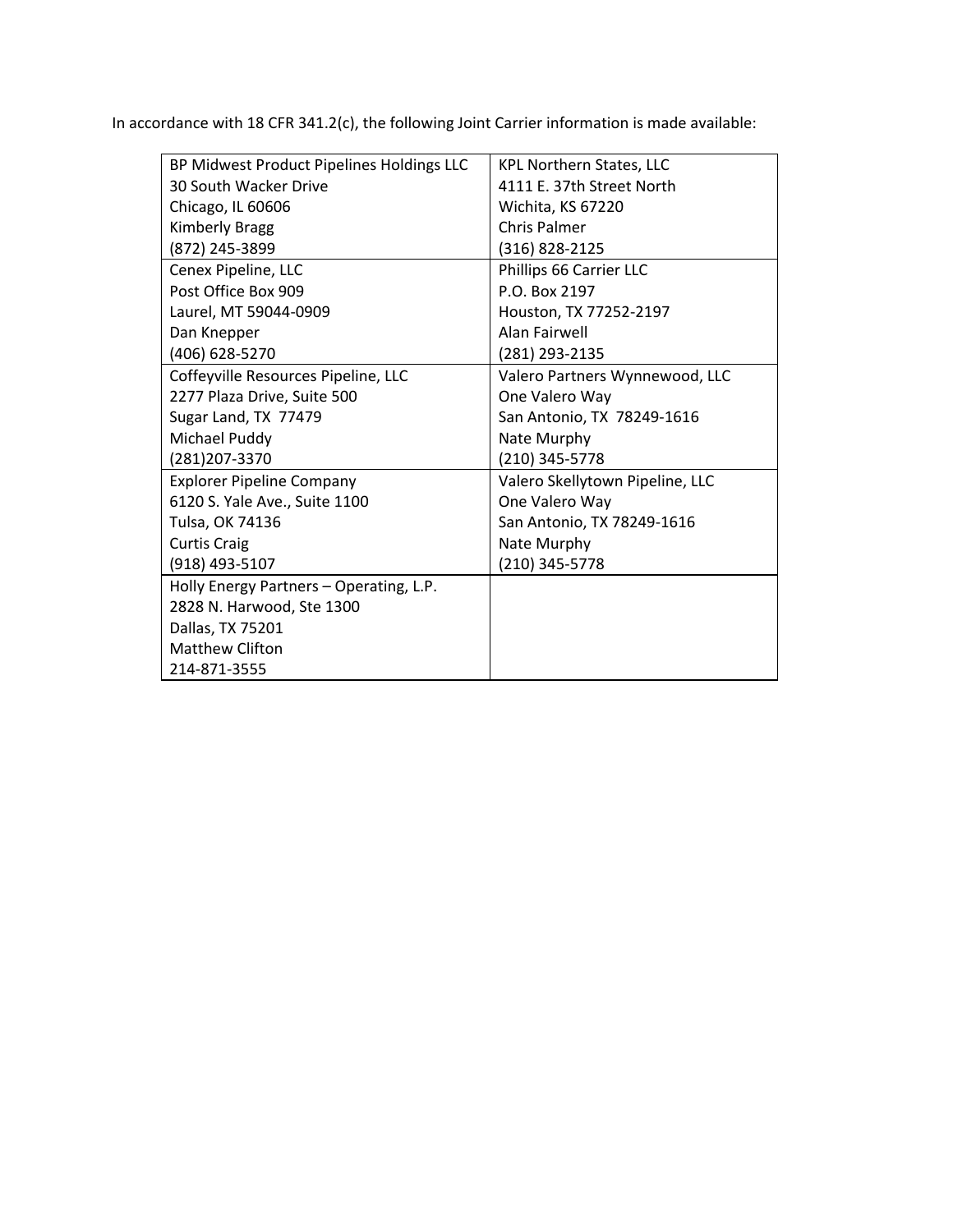In accordance with 18 CFR 341.2(c), the following Joint Carrier information is made available:

| | |
|---|---|
| BP Midwest Product Pipelines Holdings LLC<br>30 South Wacker Drive<br>Chicago, IL 60606<br>Kimberly Bragg<br>(872) 245-3899 | KPL Northern States, LLC<br>4111 E. 37th Street North<br>Wichita, KS 67220<br>Chris Palmer<br>(316) 828-2125 |
| Cenex Pipeline, LLC<br>Post Office Box 909<br>Laurel, MT 59044-0909<br>Dan Knepper<br>(406) 628-5270 | Phillips 66 Carrier LLC<br>P.O. Box 2197<br>Houston, TX 77252-2197<br>Alan Fairwell<br>(281) 293-2135 |
| Coffeyville Resources Pipeline, LLC<br>2277 Plaza Drive, Suite 500<br>Sugar Land, TX 77479<br>Michael Puddy<br>(281)207-3370 | Valero Partners Wynnewood, LLC<br>One Valero Way<br>San Antonio, TX 78249-1616<br>Nate Murphy<br>(210) 345-5778 |
| Explorer Pipeline Company<br>6120 S. Yale Ave., Suite 1100<br>Tulsa, OK 74136<br>Curtis Craig<br>(918) 493-5107 | Valero Skellytown Pipeline, LLC<br>One Valero Way<br>San Antonio, TX 78249-1616<br>Nate Murphy<br>(210) 345-5778 |
| Holly Energy Partners – Operating, L.P.<br>2828 N. Harwood, Ste 1300<br>Dallas, TX 75201<br>Matthew Clifton<br>214-871-3555 | |